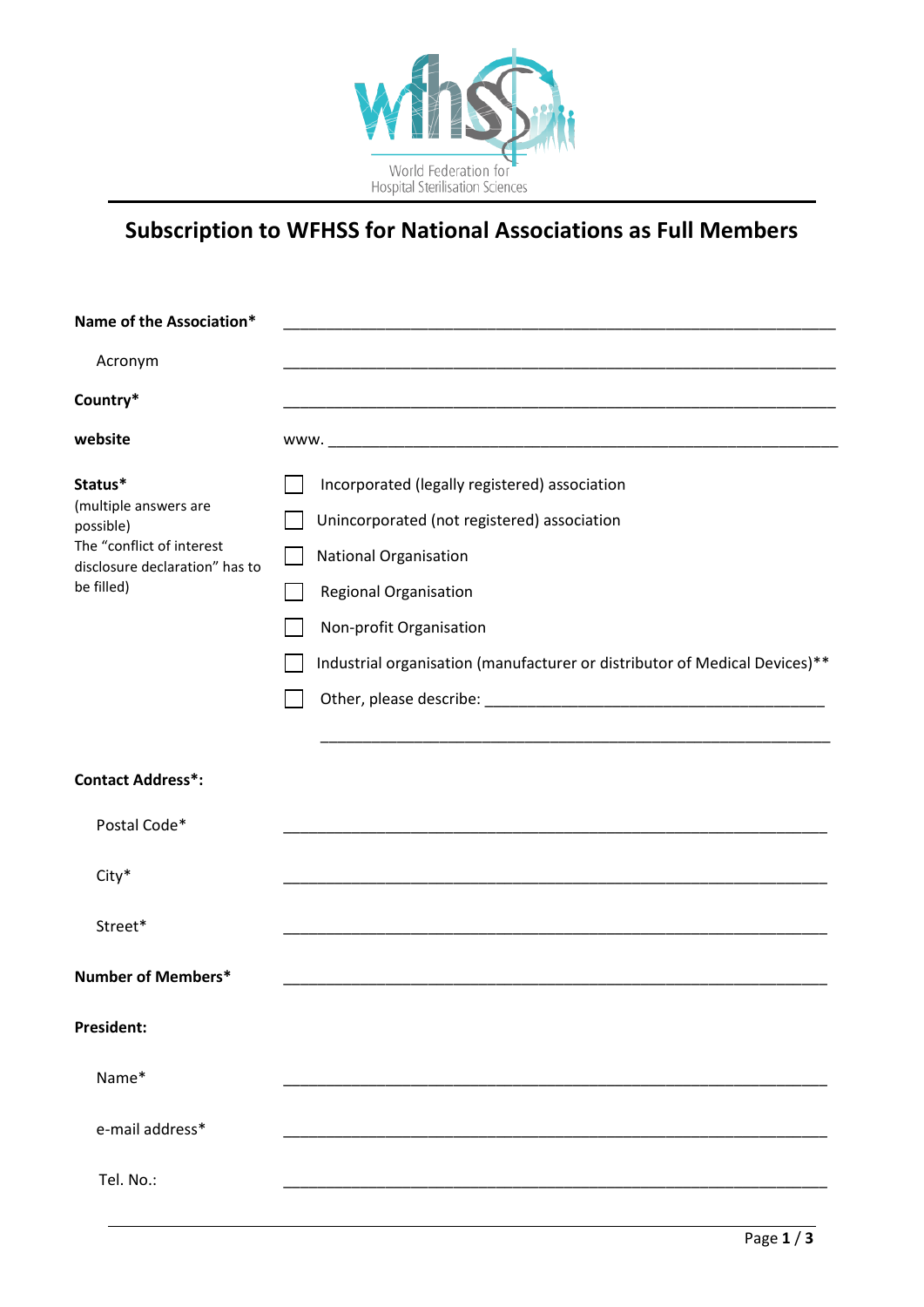World Federation for Hospital Sterilisation Sciences

# Subscription to WFHSS for National Associations as Full Members

**Name of the Association*** ____________________________________________

Acronym ____________________________________________

**Country*** ____________________________________________

**website** www. ____________________________________________

**Status***
(multiple answers are possible)
The "conflict of interest disclosure declaration" has to be filled)

- ☐ Incorporated (legally registered) association
- ☐ Unincorporated (not registered) association
- ☐ National Organisation
- ☐ Regional Organisation
- ☐ Non-profit Organisation
- ☐ Industrial organisation (manufacturer or distributor of Medical Devices)**
- ☐ Other, please describe: ____________________________________________

____________________________________________

**Contact Address*:**

Postal Code* ____________________________________________

City* ____________________________________________

Street* ____________________________________________

**Number of Members*** ____________________________________________

**President:**

Name* ____________________________________________

e-mail address* ____________________________________________

Tel. No.: ____________________________________________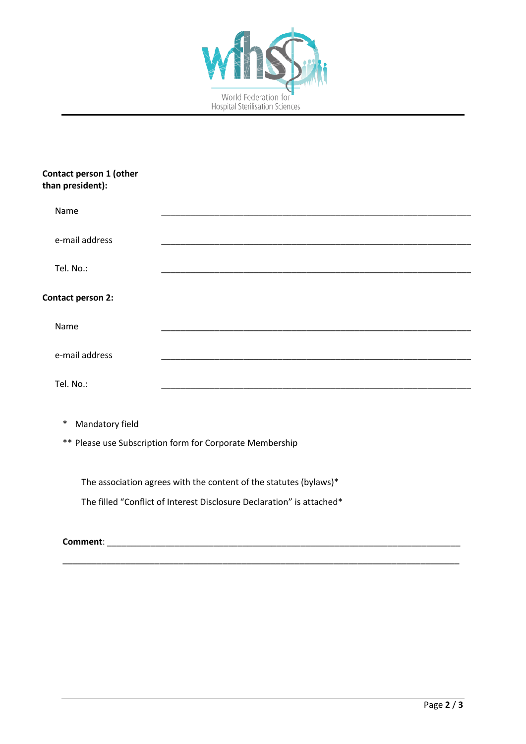**Contact person 1 (other than president):**

Name ______________________________________________________________

e-mail address ______________________________________________________________

Tel. No.: ______________________________________________________________

**Contact person 2:**

Name ______________________________________________________________

e-mail address ______________________________________________________________

Tel. No.: ______________________________________________________________

* Mandatory field

** Please use Subscription form for Corporate Membership

The association agrees with the content of the statutes (bylaws)*

The filled "Conflict of Interest Disclosure Declaration" is attached*

**Comment**: ______________________________________________________________

______________________________________________________________________________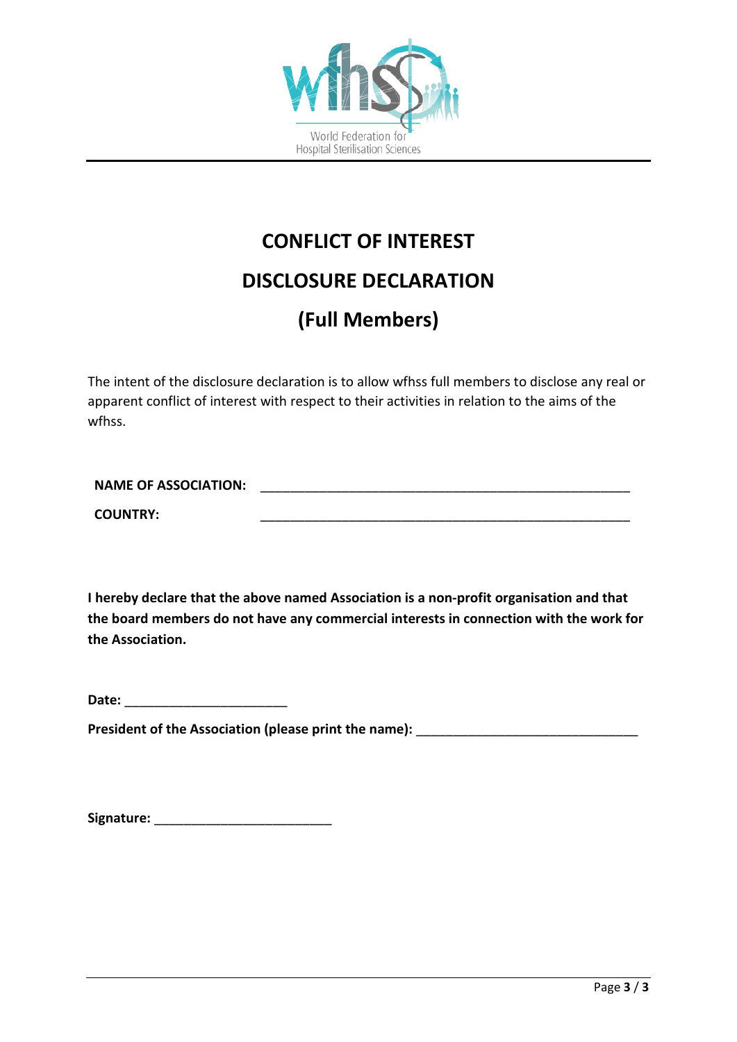# CONFLICT OF INTEREST

# DISCLOSURE DECLARATION

# (Full Members)

The intent of the disclosure declaration is to allow wfhss full members to disclose any real or apparent conflict of interest with respect to their activities in relation to the aims of the wfhss.

**NAME OF ASSOCIATION:** _____________________________________________________

**COUNTRY:** _____________________________________________________

**I hereby declare that the above named Association is a non-profit organisation and that the board members do not have any commercial interests in connection with the work for the Association.**

**Date:** ______________________

**President of the Association (please print the name):** ______________________________

**Signature:** ________________________